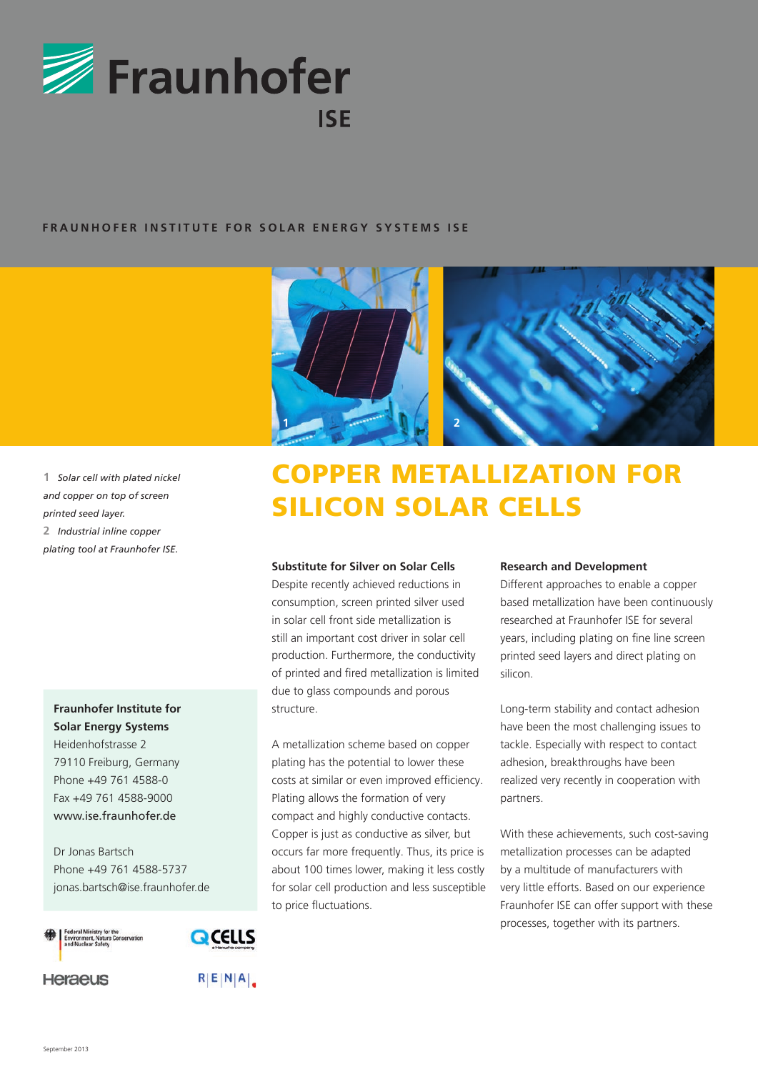Fraunhofer ISE

FRAUNHOFER INSTITUTE FOR SOLAR ENERGY SYSTEMS ISE

# COPPER METALLIZATION FOR SILICON SOLAR CELLS

*1 Solar cell with plated nickel and copper on top of screen printed seed layer.*

*2 Industrial inline copper plating tool at Fraunhofer ISE.*

### Substitute for Silver on Solar Cells

Despite recently achieved reductions in consumption, screen printed silver used in solar cell front side metallization is still an important cost driver in solar cell production. Furthermore, the conductivity of printed and fired metallization is limited due to glass compounds and porous structure.

A metallization scheme based on copper plating has the potential to lower these costs at similar or even improved efficiency. Plating allows the formation of very compact and highly conductive contacts. Copper is just as conductive as silver, but occurs far more frequently. Thus, its price is about 100 times lower, making it less costly for solar cell production and less susceptible to price fluctuations.

### Research and Development

Different approaches to enable a copper based metallization have been continuously researched at Fraunhofer ISE for several years, including plating on fine line screen printed seed layers and direct plating on silicon.

Long-term stability and contact adhesion have been the most challenging issues to tackle. Especially with respect to contact adhesion, breakthroughs have been realized very recently in cooperation with partners.

With these achievements, such cost-saving metallization processes can be adapted by a multitude of manufacturers with very little efforts. Based on our experience Fraunhofer ISE can offer support with these processes, together with its partners.

**Fraunhofer Institute for Solar Energy Systems**
Heidenhofstrasse 2
79110 Freiburg, Germany
Phone +49 761 4588-0
Fax +49 761 4588-9000
www.ise.fraunhofer.de

Dr Jonas Bartsch
Phone +49 761 4588-5737
jonas.bartsch@ise.fraunhofer.de

Federal Ministry for the Environment, Nature Conservation and Nuclear Safety

Q CELLS – a Hanwha company

Heraeus

RENA

September 2013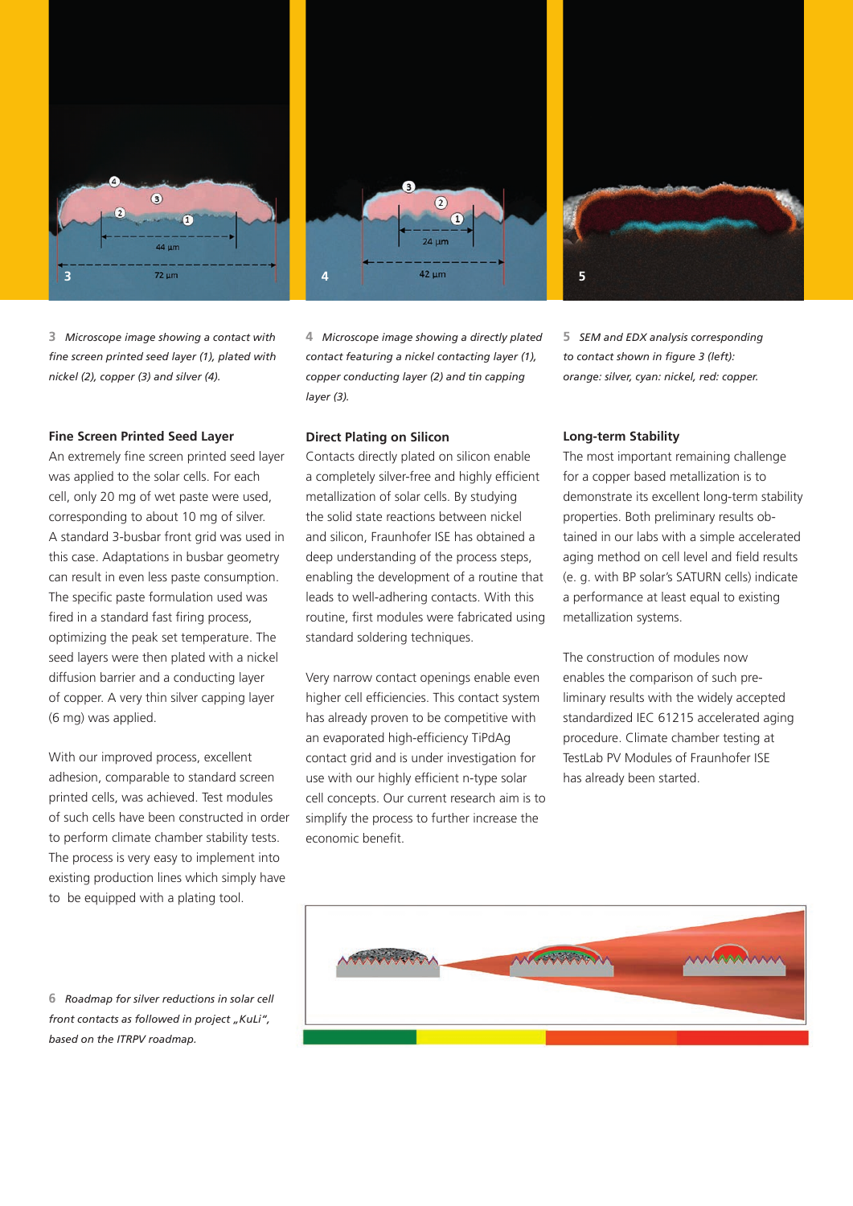3 *Microscope image showing a contact with fine screen printed seed layer (1), plated with nickel (2), copper (3) and silver (4).*

4 *Microscope image showing a directly plated contact featuring a nickel contacting layer (1), copper conducting layer (2) and tin capping layer (3).*

5 *SEM and EDX analysis corresponding to contact shown in figure 3 (left): orange: silver, cyan: nickel, red: copper.*

### Fine Screen Printed Seed Layer

An extremely fine screen printed seed layer was applied to the solar cells. For each cell, only 20 mg of wet paste were used, corresponding to about 10 mg of silver. A standard 3-busbar front grid was used in this case. Adaptations in busbar geometry can result in even less paste consumption. The specific paste formulation used was fired in a standard fast firing process, optimizing the peak set temperature. The seed layers were then plated with a nickel diffusion barrier and a conducting layer of copper. A very thin silver capping layer (6 mg) was applied.

With our improved process, excellent adhesion, comparable to standard screen printed cells, was achieved. Test modules of such cells have been constructed in order to perform climate chamber stability tests. The process is very easy to implement into existing production lines which simply have to be equipped with a plating tool.

### Direct Plating on Silicon

Contacts directly plated on silicon enable a completely silver-free and highly efficient metallization of solar cells. By studying the solid state reactions between nickel and silicon, Fraunhofer ISE has obtained a deep understanding of the process steps, enabling the development of a routine that leads to well-adhering contacts. With this routine, first modules were fabricated using standard soldering techniques.

Very narrow contact openings enable even higher cell efficiencies. This contact system has already proven to be competitive with an evaporated high-efficiency TiPdAg contact grid and is under investigation for use with our highly efficient n-type solar cell concepts. Our current research aim is to simplify the process to further increase the economic benefit.

### Long-term Stability

The most important remaining challenge for a copper based metallization is to demonstrate its excellent long-term stability properties. Both preliminary results obtained in our labs with a simple accelerated aging method on cell level and field results (e. g. with BP solar's SATURN cells) indicate a performance at least equal to existing metallization systems.

The construction of modules now enables the comparison of such preliminary results with the widely accepted standardized IEC 61215 accelerated aging procedure. Climate chamber testing at TestLab PV Modules of Fraunhofer ISE has already been started.

6 *Roadmap for silver reductions in solar cell front contacts as followed in project „KuLi", based on the ITRPV roadmap.*